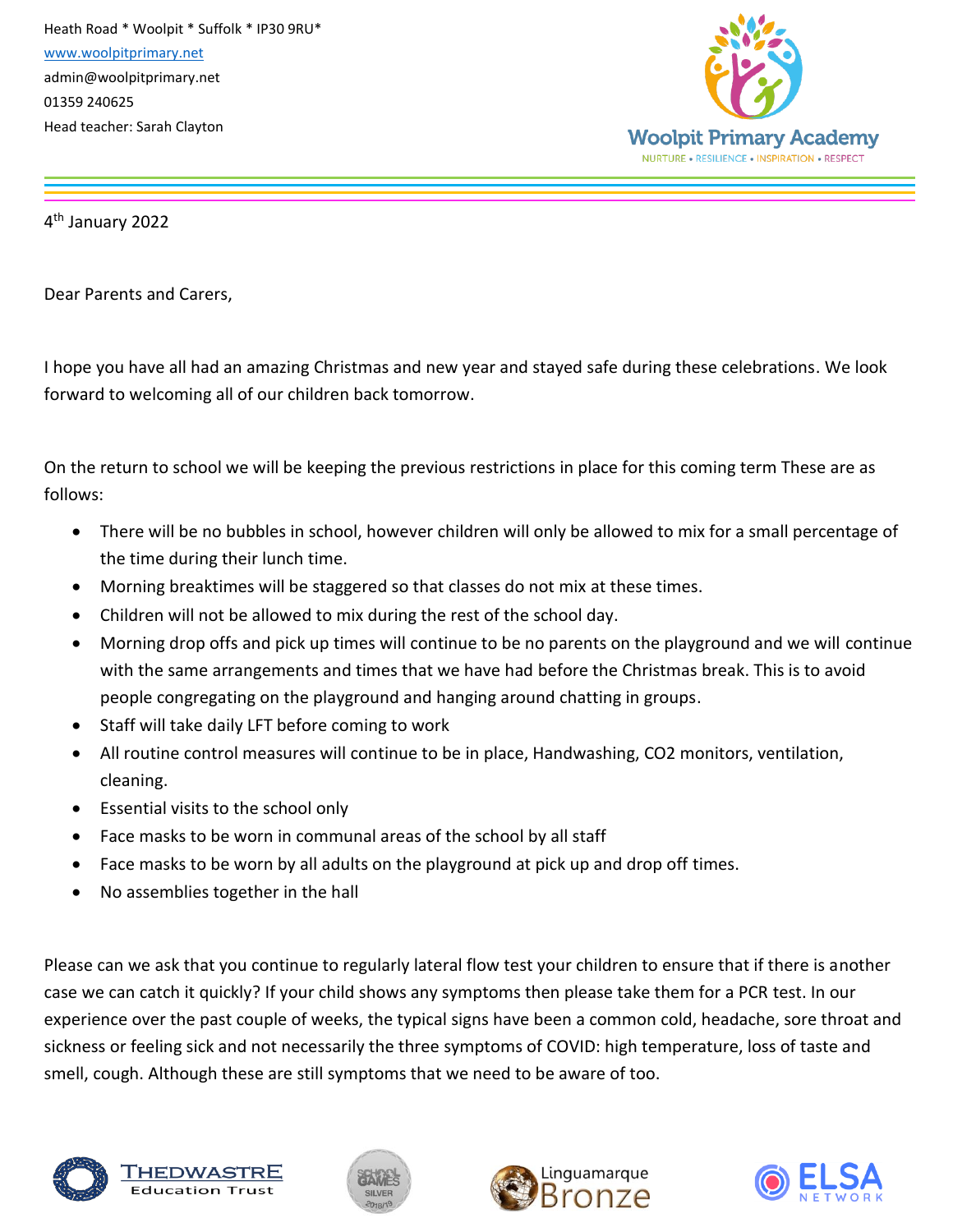Heath Road * Woolpit * Suffolk * IP30 9RU*

www.woolpitprimary.net

admin@woolpitprimary.net

01359 240625

Head teacher: Sarah Clayton

Woolpit Primary Academy

NURTURE • RESILIENCE • INSPIRATION • RESPECT

4th January 2022

Dear Parents and Carers,

I hope you have all had an amazing Christmas and new year and stayed safe during these celebrations. We look forward to welcoming all of our children back tomorrow.

On the return to school we will be keeping the previous restrictions in place for this coming term These are as follows:

- There will be no bubbles in school, however children will only be allowed to mix for a small percentage of the time during their lunch time.
- Morning breaktimes will be staggered so that classes do not mix at these times.
- Children will not be allowed to mix during the rest of the school day.
- Morning drop offs and pick up times will continue to be no parents on the playground and we will continue with the same arrangements and times that we have had before the Christmas break. This is to avoid people congregating on the playground and hanging around chatting in groups.
- Staff will take daily LFT before coming to work
- All routine control measures will continue to be in place, Handwashing, $CO_2$ monitors, ventilation, cleaning.
- Essential visits to the school only
- Face masks to be worn in communal areas of the school by all staff
- Face masks to be worn by all adults on the playground at pick up and drop off times.
- No assemblies together in the hall

Please can we ask that you continue to regularly lateral flow test your children to ensure that if there is another case we can catch it quickly? If your child shows any symptoms then please take them for a PCR test. In our experience over the past couple of weeks, the typical signs have been a common cold, headache, sore throat and sickness or feeling sick and not necessarily the three symptoms of COVID: high temperature, loss of taste and smell, cough. Although these are still symptoms that we need to be aware of too.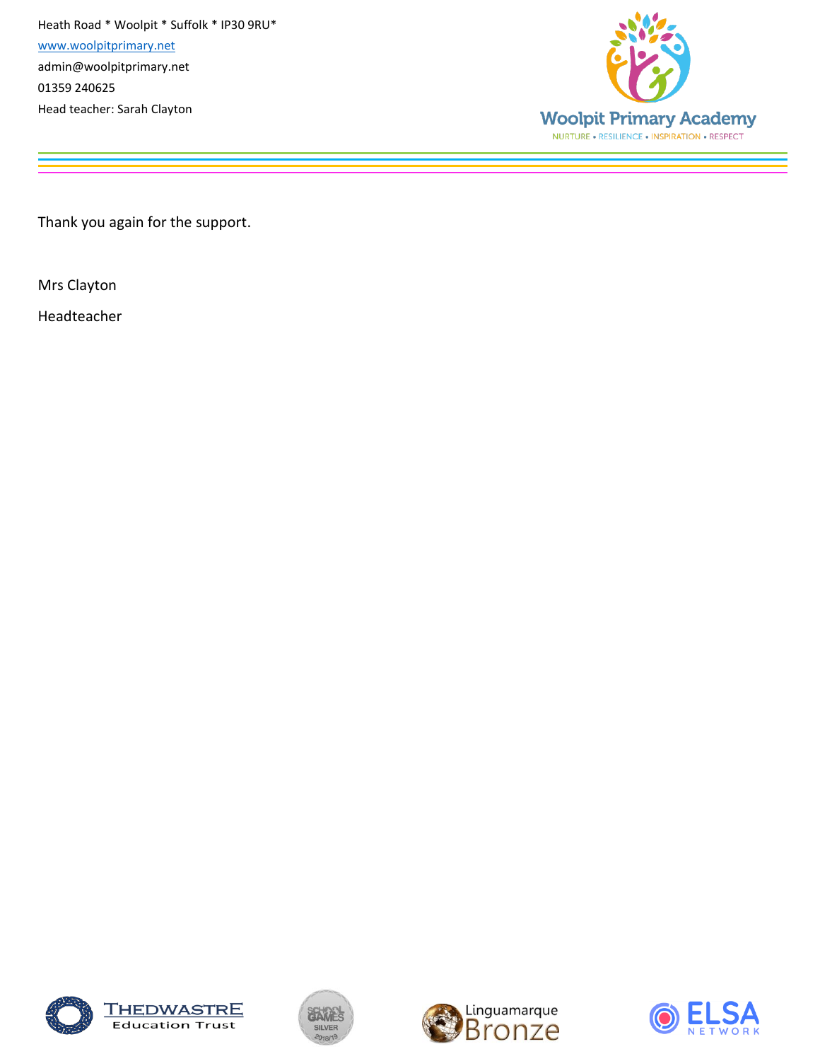Heath Road * Woolpit * Suffolk * IP30 9RU*

www.woolpitprimary.net

admin@woolpitprimary.net

01359 240625

Head teacher: Sarah Clayton

Woolpit Primary Academy

NURTURE • RESILIENCE • INSPIRATION • RESPECT

Thank you again for the support.

Mrs Clayton

Headteacher